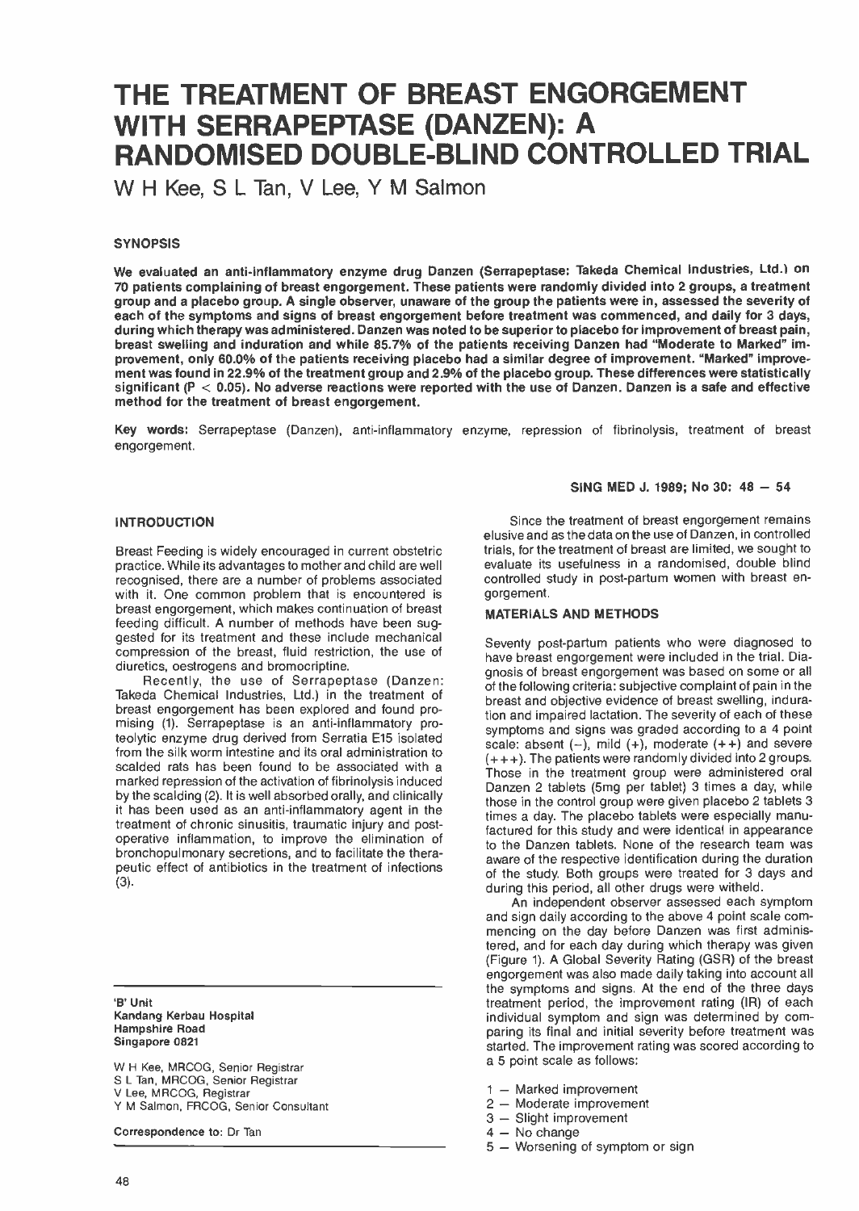# THE TREATMENT OF BREAST ENGORGEMENT WITH SERRAPEPTASE (DANZEN): A RANDOMISED DOUBLE-BLIND CONTROLLED TRIAL

W H Kee, S L Tan, V Lee, Y M Salmon

### SYNOPSIS

**We evaluated an anti-inflammatory enzyme drug Danzen (Serrapeptase: Takeda Chemical Industries, Ltd.) on 70 patients complaining of breast engorgement. These patients were randomly divided into 2 groups, a treatment group and a placebo group. A single observer, unaware of the group the patients were in, assessed the severity of each of the symptoms and signs of breast engorgement before treatment was commenced, and daily for 3 days, during which therapy was administered. Danzen was noted to be superior to placebo for improvement of breast pain, breast swelling and induration and while 85.7% of the patients receiving Danzen had "Moderate to Marked" improvement, only 60.0% of the patients receiving placebo had a similar degree of improvement. "Marked" improvement was found in 22.9% of the treatment group and 2.9% of the placebo group. These differences were statistically significant ($P < 0.05$). No adverse reactions were reported with the use of Danzen. Danzen is a safe and effective method for the treatment of breast engorgement.**

**Key words:** Serrapeptase (Danzen), anti-inflammatory enzyme, repression of fibrinolysis, treatment of breast engorgement.

SING MED J. 1989; No 30: 48 — 54

### INTRODUCTION

Breast Feeding is widely encouraged in current obstetric practice. While its advantages to mother and child are well recognised, there are a number of problems associated with it. One common problem that is encountered is breast engorgement, which makes continuation of breast feeding difficult. A number of methods have been suggested for its treatment and these include mechanical compression of the breast, fluid restriction, the use of diuretics, oestrogens and bromocriptine.

Recently, the use of Serrapeptase (Danzen: Takeda Chemical Industries, Ltd.) in the treatment of breast engorgement has been explored and found promising (1). Serrapeptase is an anti-inflammatory proteolytic enzyme drug derived from Serratia E15 isolated from the silk worm intestine and its oral administration to scalded rats has been found to be associated with a marked repression of the activation of fibrinolysis induced by the scalding (2). It is well absorbed orally, and clinically it has been used as an anti-inflammatory agent in the treatment of chronic sinusitis, traumatic injury and post-operative inflammation, to improve the elimination of bronchopulmonary secretions, and to facilitate the therapeutic effect of antibiotics in the treatment of infections (3).

'B' Unit
Kandang Kerbau Hospital
Hampshire Road
Singapore 0821

W H Kee, MRCOG, Senior Registrar
S L Tan, MRCOG, Senior Registrar
V Lee, MRCOG, Registrar
Y M Salmon, FRCOG, Senior Consultant

**Correspondence to:** Dr Tan

Since the treatment of breast engorgement remains elusive and as the data on the use of Danzen, in controlled trials, for the treatment of breast are limited, we sought to evaluate its usefulness in a randomised, double blind controlled study in post-partum women with breast engorgement.

### MATERIALS AND METHODS

Seventy post-partum patients who were diagnosed to have breast engorgement were included in the trial. Diagnosis of breast engorgement was based on some or all of the following criteria: subjective complaint of pain in the breast and objective evidence of breast swelling, induration and impaired lactation. The severity of each of these symptoms and signs was graded according to a 4 point scale: absent (−), mild (+), moderate (++) and severe (+++). The patients were randomly divided into 2 groups. Those in the treatment group were administered oral Danzen 2 tablets (5mg per tablet) 3 times a day, while those in the control group were given placebo 2 tablets 3 times a day. The placebo tablets were especially manufactured for this study and were identical in appearance to the Danzen tablets. None of the research team was aware of the respective identification during the duration of the study. Both groups were treated for 3 days and during this period, all other drugs were witheld.

An independent observer assessed each symptom and sign daily according to the above 4 point scale commencing on the day before Danzen was first administered, and for each day during which therapy was given (Figure 1). A Global Severity Rating (GSR) of the breast engorgement was also made daily taking into account all the symptoms and signs. At the end of the three days treatment period, the improvement rating (IR) of each individual symptom and sign was determined by comparing its final and initial severity before treatment was started. The improvement rating was scored according to a 5 point scale as follows:

1 — Marked improvement
2 — Moderate improvement
3 — Slight improvement
4 — No change
5 — Worsening of symptom or sign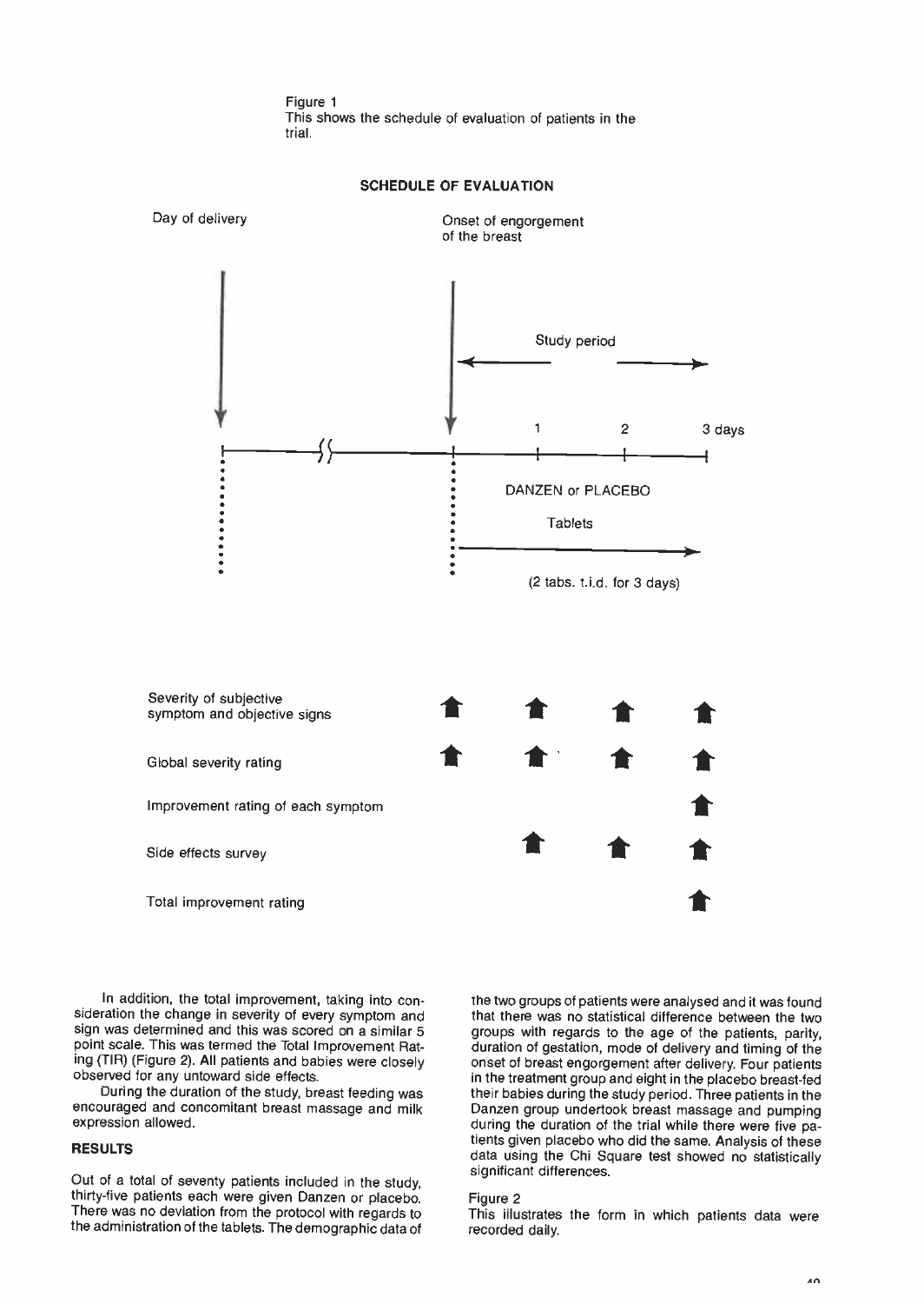Figure 1
This shows the schedule of evaluation of patients in the trial.

**SCHEDULE OF EVALUATION**

Day of delivery

Onset of engorgement of the breast

Study period

1

2

3 days

DANZEN or PLACEBO

Tablets

(2 tabs. t.i.d. for 3 days)

Severity of subjective symptom and objective signs

Global severity rating

Improvement rating of each symptom

Side effects survey

Total improvement rating

In addition, the total improvement, taking into consideration the change in severity of every symptom and sign was determined and this was scored on a similar 5 point scale. This was termed the Total Improvement Rating (TIR) (Figure 2). All patients and babies were closely observed for any untoward side effects.

During the duration of the study, breast feeding was encouraged and concomitant breast massage and milk expression allowed.

## RESULTS

Out of a total of seventy patients included in the study, thirty-five patients each were given Danzen or placebo. There was no deviation from the protocol with regards to the administration of the tablets. The demographic data of the two groups of patients were analysed and it was found that there was no statistical difference between the two groups with regards to the age of the patients, parity, duration of gestation, mode of delivery and timing of the onset of breast engorgement after delivery. Four patients in the treatment group and eight in the placebo breast-fed their babies during the study period. Three patients in the Danzen group undertook breast massage and pumping during the duration of the trial while there were five patients given placebo who did the same. Analysis of these data using the Chi Square test showed no statistically significant differences.

Figure 2
This illustrates the form in which patients data were recorded daily.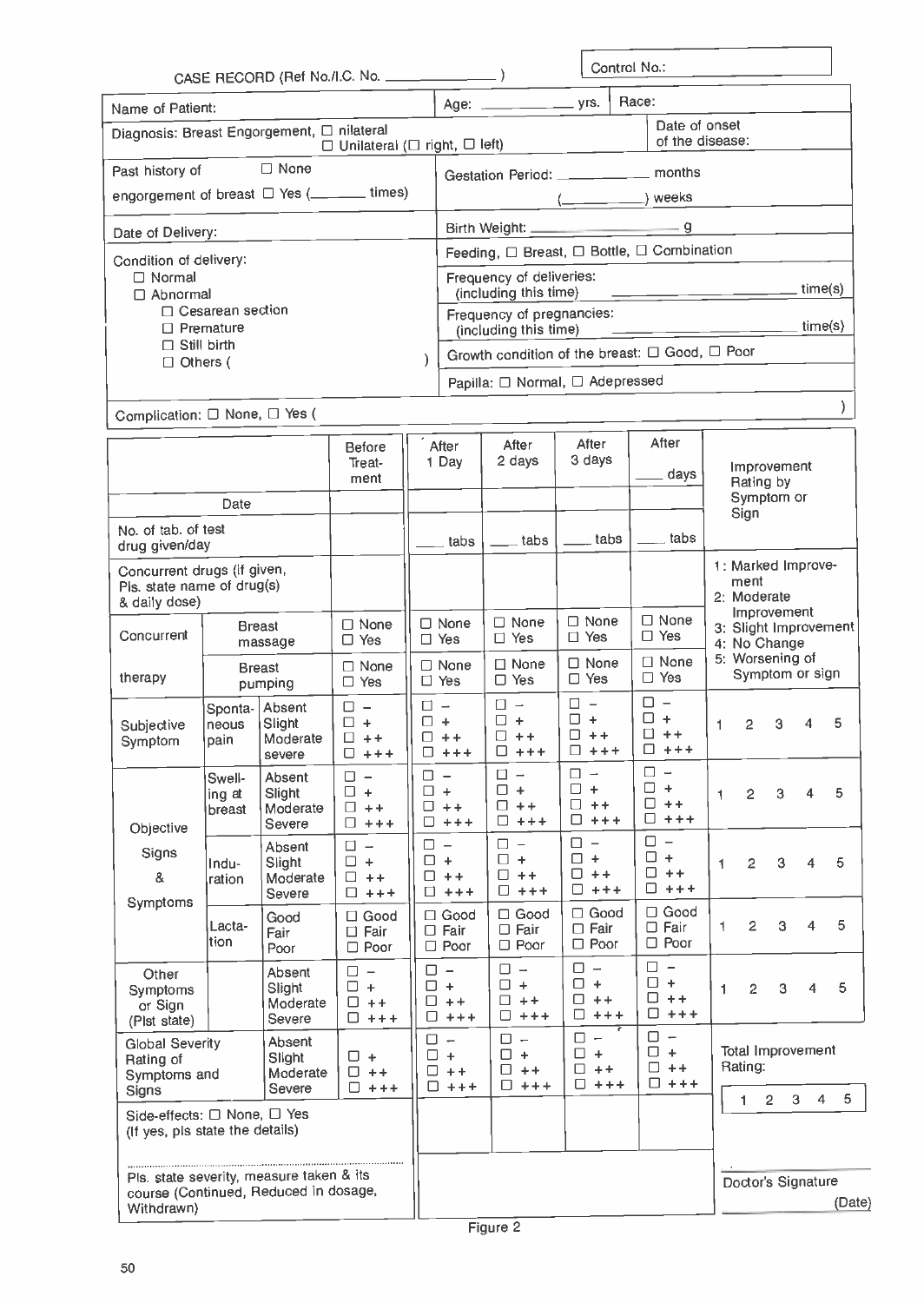CASE RECORD (Ref No./I.C. No. ______________ )

Control No.:

| | | |
|---|---|---|
| Name of Patient: | Age: __________ yrs. | Race: |
| Diagnosis: Breast Engorgement, ☐ nilateral<br>☐ Unilateral (☐ right, ☐ left) | | Date of onset of the disease: |
| Past history of engorgement of breast ☐ None<br>☐ Yes (_______ times) | Gestation Period: __________ months<br>(__________) weeks | |
| Date of Delivery: | Birth Weight: ______________ g | |
| Condition of delivery:<br>☐ Normal<br>☐ Abnormal<br>☐ Cesarean section<br>☐ Premature<br>☐ Still birth<br>☐ Others (                    ) | Feeding, ☐ Breast, ☐ Bottle, ☐ Combination<br>Frequency of deliveries: (including this time) ____________ time(s)<br>Frequency of pregnancies: (including this time) ____________ time(s)<br>Growth condition of the breast: ☐ Good, ☐ Poor<br>Papilla: ☐ Normal, ☐ Adepressed | |
| Complication: ☐ None, ☐ Yes (                    ) | | |

| | | | Before Treatment | After 1 Day | After 2 days | After 3 days | After ___ days | Improvement Rating by Symptom or Sign |
|---|---|---|---|---|---|---|---|---|
| Date | | | | | | | | |
| No. of tab. of test drug given/day | | | | ___ tabs | ___ tabs | ___ tabs | ___ tabs | |
| Concurrent drugs (if given, Pls. state name of drug(s) & daily dose) | | | | | | | | 1: Marked Improvement<br>2: Moderate Improvement<br>3: Slight Improvement<br>4: No Change<br>5: Worsening of Symptom or sign |
| Concurrent therapy | Breast massage | | ☐ None ☐ Yes | ☐ None ☐ Yes | ☐ None ☐ Yes | ☐ None ☐ Yes | ☐ None ☐ Yes | |
| | Breast pumping | | ☐ None ☐ Yes | ☐ None ☐ Yes | ☐ None ☐ Yes | ☐ None ☐ Yes | ☐ None ☐ Yes | |
| Subjective Symptom | Spontaneous pain | Absent / Slight / Moderate / severe | ☐ – ☐ + ☐ ++ ☐ +++ | ☐ – ☐ + ☐ ++ ☐ +++ | ☐ – ☐ + ☐ ++ ☐ +++ | ☐ – ☐ + ☐ ++ ☐ +++ | ☐ – ☐ + ☐ ++ ☐ +++ | 1 2 3 4 5 |
| Objective Signs & Symptoms | Swelling at breast | Absent / Slight / Moderate / Severe | ☐ – ☐ + ☐ ++ ☐ +++ | ☐ – ☐ + ☐ ++ ☐ +++ | ☐ – ☐ + ☐ ++ ☐ +++ | ☐ – ☐ + ☐ ++ ☐ +++ | ☐ – ☐ + ☐ ++ ☐ +++ | 1 2 3 4 5 |
| | Induration | Absent / Slight / Moderate / Severe | ☐ – ☐ + ☐ ++ ☐ +++ | ☐ – ☐ + ☐ ++ ☐ +++ | ☐ – ☐ + ☐ ++ ☐ +++ | ☐ – ☐ + ☐ ++ ☐ +++ | ☐ – ☐ + ☐ ++ ☐ +++ | 1 2 3 4 5 |
| | Lactation | Good / Fair / Poor | ☐ Good ☐ Fair ☐ Poor | ☐ Good ☐ Fair ☐ Poor | ☐ Good ☐ Fair ☐ Poor | ☐ Good ☐ Fair ☐ Poor | ☐ Good ☐ Fair ☐ Poor | 1 2 3 4 5 |
| Other Symptoms or Sign (Plst state) | | Absent / Slight / Moderate / Severe | ☐ – ☐ + ☐ ++ ☐ +++ | ☐ – ☐ + ☐ ++ ☐ +++ | ☐ – ☐ + ☐ ++ ☐ +++ | ☐ – ☐ + ☐ ++ ☐ +++ | ☐ – ☐ + ☐ ++ ☐ +++ | 1 2 3 4 5 |
| Global Severity Rating of Symptoms and Signs | | Absent / Slight / Moderate / Severe | ☐ + ☐ ++ ☐ +++ | ☐ – ☐ + ☐ ++ ☐ +++ | ☐ – ☐ + ☐ ++ ☐ +++ | ☐ – ☐ + ☐ ++ ☐ +++ | ☐ – ☐ + ☐ ++ ☐ +++ | Total Improvement Rating: 1 2 3 4 5 |
| Side-effects: ☐ None, ☐ Yes (If yes, pls state the details) | | | | | | | | |
| Pls. state severity, measure taken & its course (Continued, Reduced in dosage, Withdrawn) | | | | | | | | Doctor's Signature (Date) |

Figure 2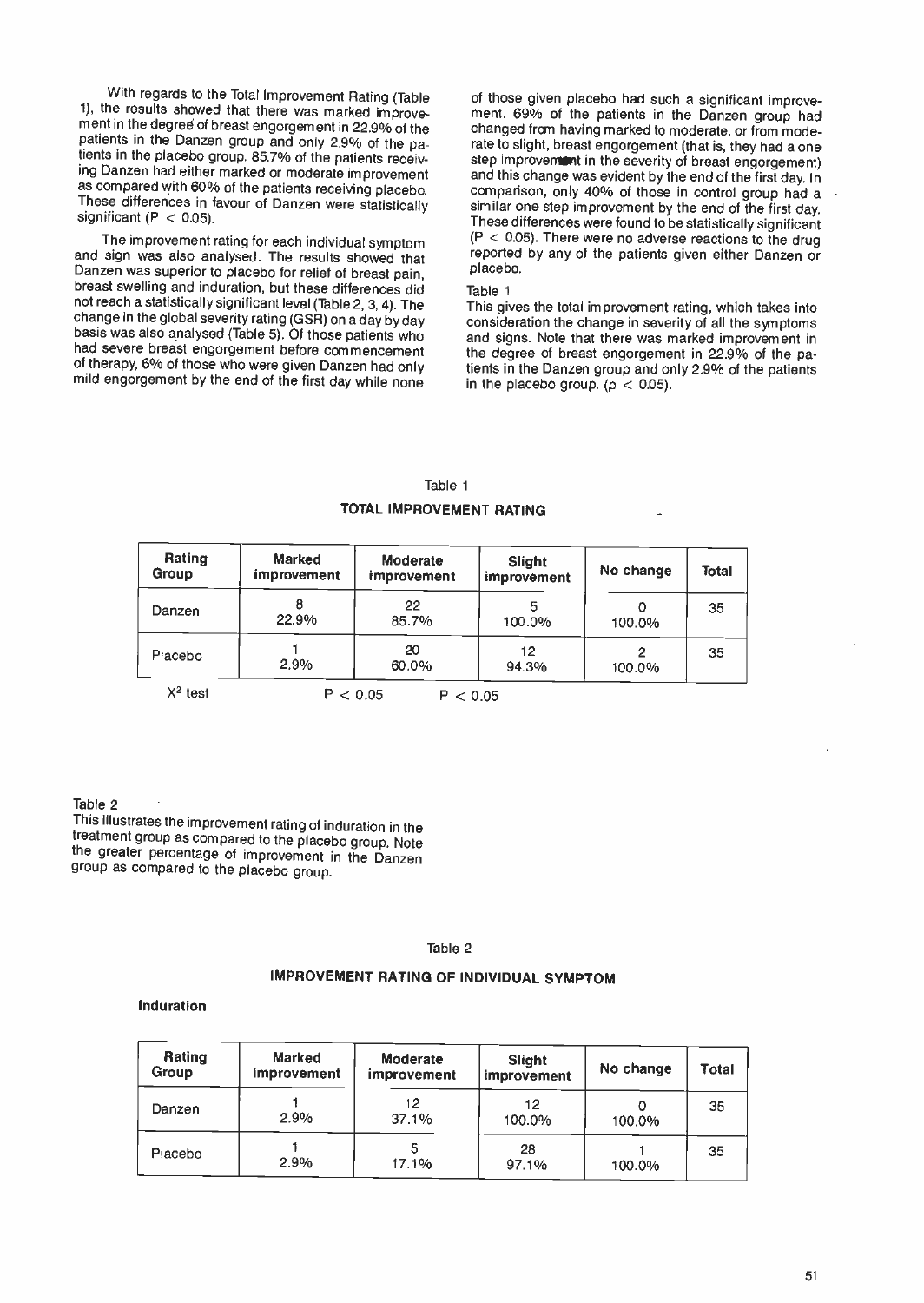With regards to the Total Improvement Rating (Table 1), the results showed that there was marked improvement in the degree of breast engorgement in 22.9% of the patients in the Danzen group and only 2.9% of the patients in the placebo group. 85.7% of the patients receiving Danzen had either marked or moderate improvement as compared with 60% of the patients receiving placebo. These differences in favour of Danzen were statistically significant ($P < 0.05$).

The improvement rating for each individual symptom and sign was also analysed. The results showed that Danzen was superior to placebo for relief of breast pain, breast swelling and induration, but these differences did not reach a statistically significant level (Table 2, 3, 4). The change in the global severity rating (GSR) on a day by day basis was also analysed (Table 5). Of those patients who had severe breast engorgement before commencement of therapy, 6% of those who were given Danzen had only mild engorgement by the end of the first day while none of those given placebo had such a significant improvement. 69% of the patients in the Danzen group had changed from having marked to moderate, or from moderate to slight, breast engorgement (that is, they had a one step improvement in the severity of breast engorgement) and this change was evident by the end of the first day. In comparison, only 40% of those in control group had a similar one step improvement by the end of the first day. These differences were found to be statistically significant ($P < 0.05$). There were no adverse reactions to the drug reported by any of the patients given either Danzen or placebo.

Table 1
This gives the total improvement rating, which takes into consideration the change in severity of all the symptoms and signs. Note that there was marked improvement in the degree of breast engorgement in 22.9% of the patients in the Danzen group and only 2.9% of the patients in the placebo group. ($p < 0.05$).

Table 1

**TOTAL IMPROVEMENT RATING**

| Rating Group | Marked improvement | Moderate improvement | Slight improvement | No change | Total |
|---|---|---|---|---|---|
| Danzen | 8<br>22.9% | 22<br>85.7% | 5<br>100.0% | 0<br>100.0% | 35 |
| Placebo | 1<br>2.9% | 20<br>60.0% | 12<br>94.3% | 2<br>100.0% | 35 |
| $X^2$ test | $P < 0.05$ | $P < 0.05$ | | | |

Table 2
This illustrates the improvement rating of induration in the treatment group as compared to the placebo group. Note the greater percentage of improvement in the Danzen group as compared to the placebo group.

Table 2

**IMPROVEMENT RATING OF INDIVIDUAL SYMPTOM**

**Induration**

| Rating Group | Marked improvement | Moderate improvement | Slight improvement | No change | Total |
|---|---|---|---|---|---|
| Danzen | 1<br>2.9% | 12<br>37.1% | 12<br>100.0% | 0<br>100.0% | 35 |
| Placebo | 1<br>2.9% | 5<br>17.1% | 28<br>97.1% | 1<br>100.0% | 35 |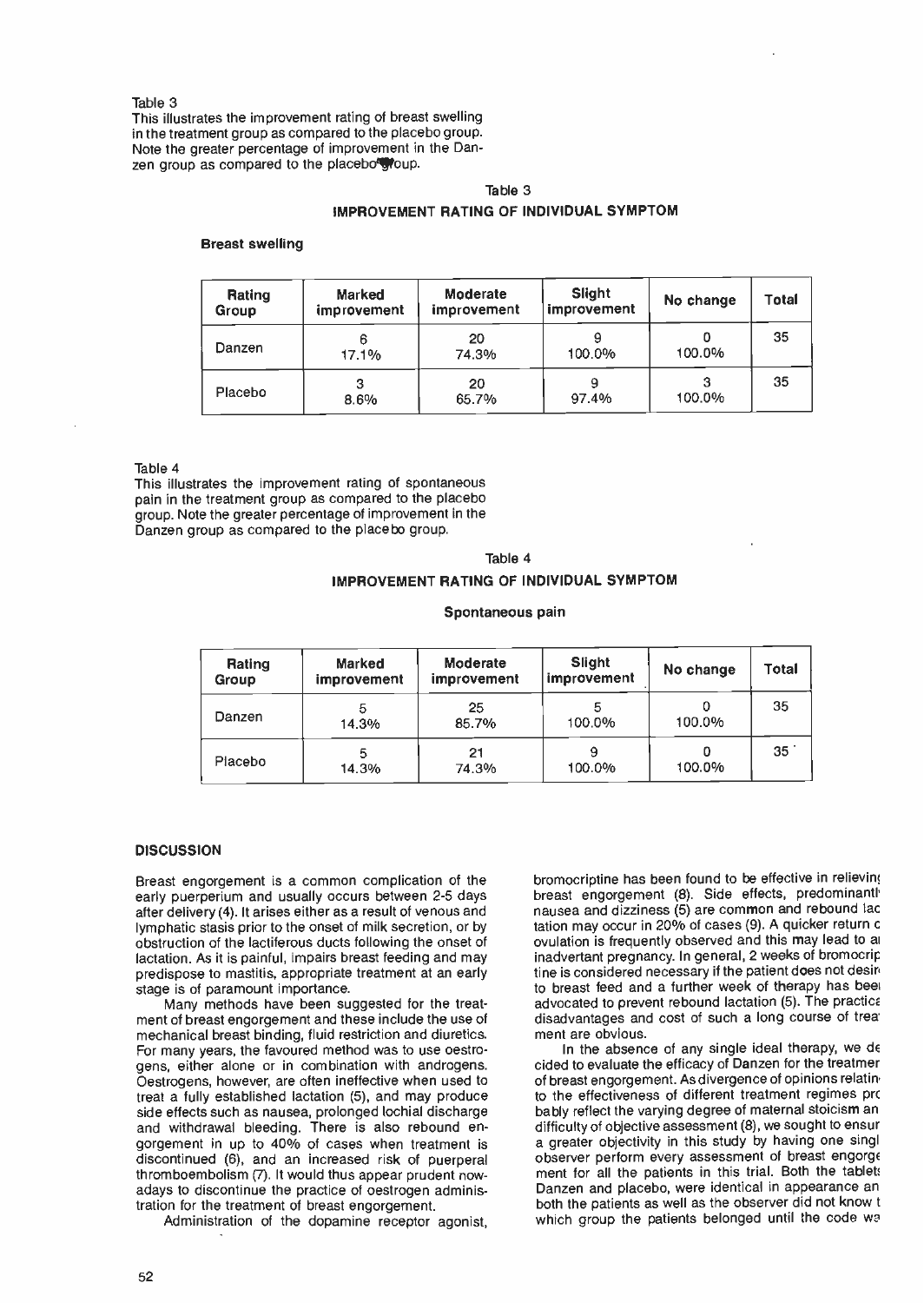Table 3
This illustrates the improvement rating of breast swelling in the treatment group as compared to the placebo group. Note the greater percentage of improvement in the Danzen group as compared to the placebo group.

### Table 3
### IMPROVEMENT RATING OF INDIVIDUAL SYMPTOM

**Breast swelling**

| Rating Group | Marked improvement | Moderate improvement | Slight improvement | No change | Total |
|---|---|---|---|---|---|
| Danzen | 6<br>17.1% | 20<br>74.3% | 9<br>100.0% | 0<br>100.0% | 35 |
| Placebo | 3<br>8.6% | 20<br>65.7% | 9<br>97.4% | 3<br>100.0% | 35 |

Table 4
This illustrates the improvement rating of spontaneous pain in the treatment group as compared to the placebo group. Note the greater percentage of improvement in the Danzen group as compared to the placebo group.

### Table 4
### IMPROVEMENT RATING OF INDIVIDUAL SYMPTOM

**Spontaneous pain**

| Rating Group | Marked improvement | Moderate improvement | Slight improvement | No change | Total |
|---|---|---|---|---|---|
| Danzen | 5<br>14.3% | 25<br>85.7% | 5<br>100.0% | 0<br>100.0% | 35 |
| Placebo | 5<br>14.3% | 21<br>74.3% | 9<br>100.0% | 0<br>100.0% | 35 |

## DISCUSSION

Breast engorgement is a common complication of the early puerperium and usually occurs between 2-5 days after delivery (4). It arises either as a result of venous and lymphatic stasis prior to the onset of milk secretion, or by obstruction of the lactiferous ducts following the onset of lactation. As it is painful, impairs breast feeding and may predispose to mastitis, appropriate treatment at an early stage is of paramount importance.

Many methods have been suggested for the treatment of breast engorgement and these include the use of mechanical breast binding, fluid restriction and diuretics. For many years, the favoured method was to use oestrogens, either alone or in combination with androgens. Oestrogens, however, are often ineffective when used to treat a fully established lactation (5), and may produce side effects such as nausea, prolonged lochial discharge and withdrawal bleeding. There is also rebound engorgement in up to 40% of cases when treatment is discontinued (6), and an increased risk of puerperal thromboembolism (7). It would thus appear prudent nowadays to discontinue the practice of oestrogen administration for the treatment of breast engorgement.

Administration of the dopamine receptor agonist, bromocriptine has been found to be effective in relieving breast engorgement (8). Side effects, predominantly nausea and dizziness (5) are common and rebound lactation may occur in 20% of cases (9). A quicker return of ovulation is frequently observed and this may lead to an inadvertant pregnancy. In general, 2 weeks of bromocriptine is considered necessary if the patient does not desire to breast feed and a further week of therapy has been advocated to prevent rebound lactation (5). The practical disadvantages and cost of such a long course of treatment are obvious.

In the absence of any single ideal therapy, we decided to evaluate the efficacy of Danzen for the treatment of breast engorgement. As divergence of opinions relating to the effectiveness of different treatment regimes probably reflect the varying degree of maternal stoicism and difficulty of objective assessment (8), we sought to ensure a greater objectivity in this study by having one single observer perform every assessment of breast engorgement for all the patients in this trial. Both the tablets Danzen and placebo, were identical in appearance and both the patients as well as the observer did not know to which group the patients belonged until the code was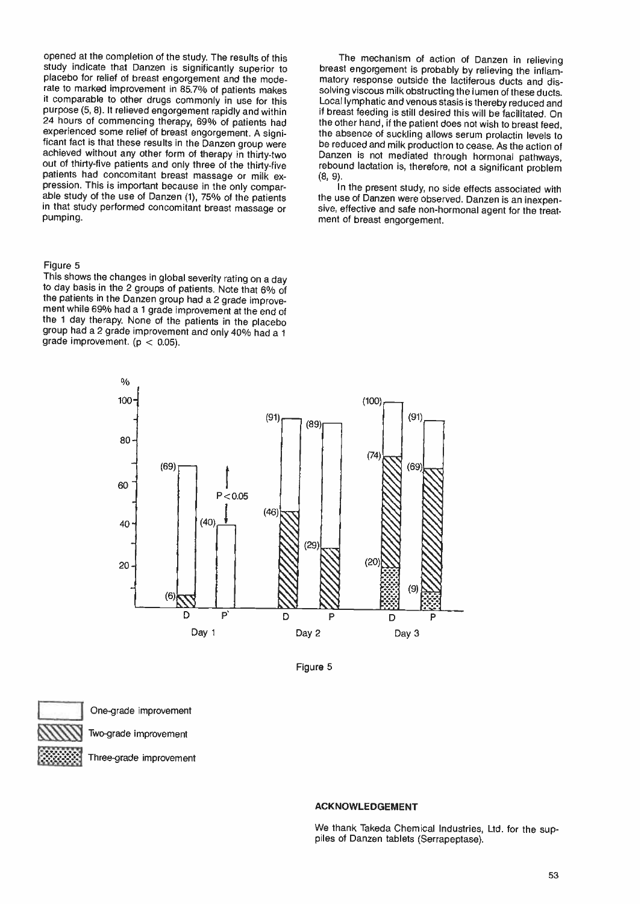opened at the completion of the study. The results of this study indicate that Danzen is significantly superior to placebo for relief of breast engorgement and the moderate to marked improvement in 85.7% of patients makes it comparable to other drugs commonly in use for this purpose (5, 8). It relieved engorgement rapidly and within 24 hours of commencing therapy, 69% of patients had experienced some relief of breast engorgement. A significant fact is that these results in the Danzen group were achieved without any other form of therapy in thirty-two out of thirty-five patients and only three of the thirty-five patients had concomitant breast massage or milk expression. This is important because in the only comparable study of the use of Danzen (1), 75% of the patients in that study performed concomitant breast massage or pumping.

The mechanism of action of Danzen in relieving breast engorgement is probably by relieving the inflammatory response outside the lactiferous ducts and dissolving viscous milk obstructing the lumen of these ducts. Local lymphatic and venous stasis is thereby reduced and if breast feeding is still desired this will be facilitated. On the other hand, if the patient does not wish to breast feed, the absence of suckling allows serum prolactin levels to be reduced and milk production to cease. As the action of Danzen is not mediated through hormonal pathways, rebound lactation is, therefore, not a significant problem (8, 9).

In the present study, no side effects associated with the use of Danzen were observed. Danzen is an inexpensive, effective and safe non-hormonal agent for the treatment of breast engorgement.

Figure 5

This shows the changes in global severity rating on a day to day basis in the 2 groups of patients. Note that 6% of the patients in the Danzen group had a 2 grade improvement while 69% had a 1 grade improvement at the end of the 1 day therapy. None of the patients in the placebo group had a 2 grade improvement and only 40% had a 1 grade improvement. ($p < 0.05$).

%

100, 80, 60, 40, 20

(69) (6) (40) P<0.05 (91) (46) (89) (29) (100) (74) (20) (91) (69) (9)

D P D P D P

Day 1 Day 2 Day 3

Figure 5

One-grade improvement

Two-grade improvement

Three-grade improvement

## ACKNOWLEDGEMENT

We thank Takeda Chemical Industries, Ltd. for the suppiles of Danzen tablets (Serrapeptase).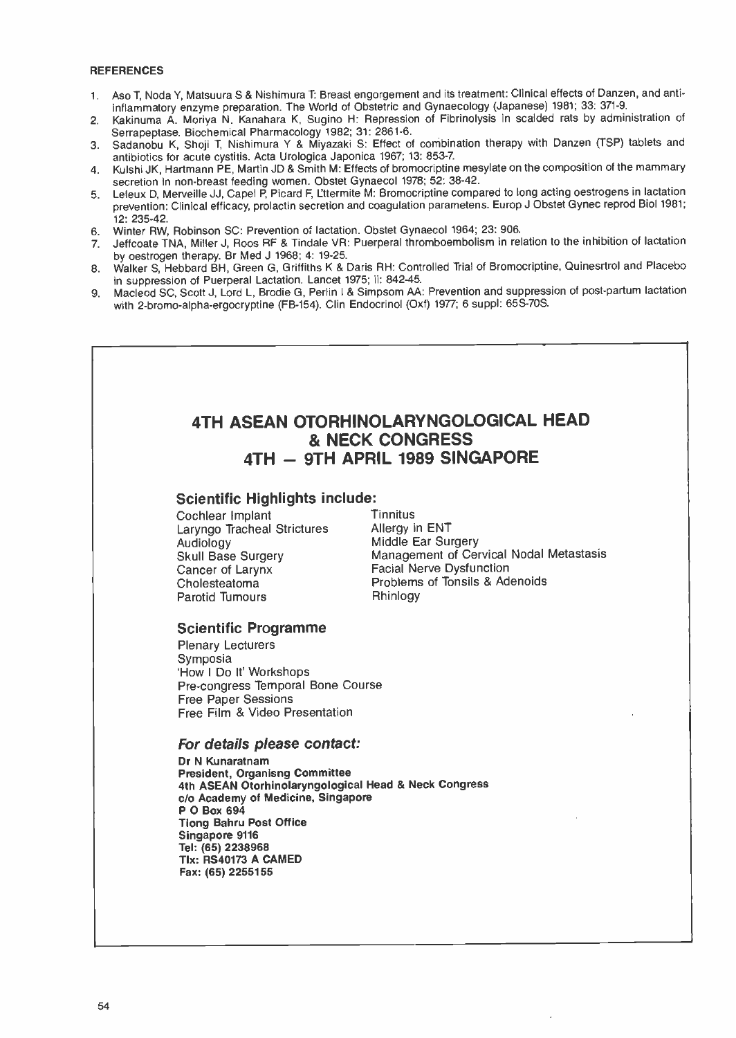**REFERENCES**

1. Aso T, Noda Y, Matsuura S & Nishimura T: Breast engorgement and its treatment: Clinical effects of Danzen, and anti-inflammatory enzyme preparation. The World of Obstetric and Gynaecology (Japanese) 1981; 33: 371-9.
2. Kakinuma A. Moriya N. Kanahara K, Sugino H: Repression of Fibrinolysis in scalded rats by administration of Serrapeptase. Biochemical Pharmacology 1982; 31: 2861-6.
3. Sadanobu K, Shoji T, Nishimura Y & Miyazaki S: Effect of combination therapy with Danzen (TSP) tablets and antibiotics for acute cystitis. Acta Urologica Japonica 1967; 13: 853-7.
4. Kulshi JK, Hartmann PE, Martin JD & Smith M: Effects of bromocriptine mesylate on the composition of the mammary secretion in non-breast feeding women. Obstet Gynaecol 1978; 52: 38-42.
5. Leleux D, Merveille JJ, Capel P, Picard F, L'ttermite M: Bromocriptine compared to long acting oestrogens in lactation prevention: Clinical efficacy, prolactin secretion and coagulation parametens. Europ J Obstet Gynec reprod Biol 1981; 12: 235-42.
6. Winter RW, Robinson SC: Prevention of lactation. Obstet Gynaecol 1964; 23: 906.
7. Jeffcoate TNA, Miller J, Roos RF & Tindale VR: Puerperal thromboembolism in relation to the inhibition of lactation by oestrogen therapy. Br Med J 1968; 4: 19-25.
8. Walker S, Hebbard BH, Green G, Griffiths K & Daris RH: Controlled Trial of Bromocriptine, Quinesrtrol and Placebo in suppression of Puerperal Lactation. Lancet 1975; ii: 842-45.
9. Macleod SC, Scott J, Lord L, Brodie G, Perlin I & Simpsom AA: Prevention and suppression of post-partum lactation with 2-bromo-alpha-ergocryptine (FB-154). Clin Endocrinol (Oxf) 1977; 6 suppl: 65S-70S.

# 4TH ASEAN OTORHINOLARYNGOLOGICAL HEAD & NECK CONGRESS
# 4TH — 9TH APRIL 1989 SINGAPORE

## Scientific Highlights include:

- Cochlear Implant
- Laryngo Tracheal Strictures
- Audiology
- Skull Base Surgery
- Cancer of Larynx
- Cholesteatoma
- Parotid Tumours
- Tinnitus
- Allergy in ENT
- Middle Ear Surgery
- Management of Cervical Nodal Metastasis
- Facial Nerve Dysfunction
- Problems of Tonsils & Adenoids
- Rhinlogy

## Scientific Programme

Plenary Lecturers
Symposia
'How I Do It' Workshops
Pre-congress Temporal Bone Course
Free Paper Sessions
Free Film & Video Presentation

## *For details please contact:*

**Dr N Kunaratnam**
**President, Organisng Committee**
**4th ASEAN Otorhinolaryngological Head & Neck Congress**
**c/o Academy of Medicine, Singapore**
**P O Box 694**
**Tiong Bahru Post Office**
**Singapore 9116**
**Tel: (65) 2238968**
**Tlx: RS40173 A CAMED**
**Fax: (65) 2255155**